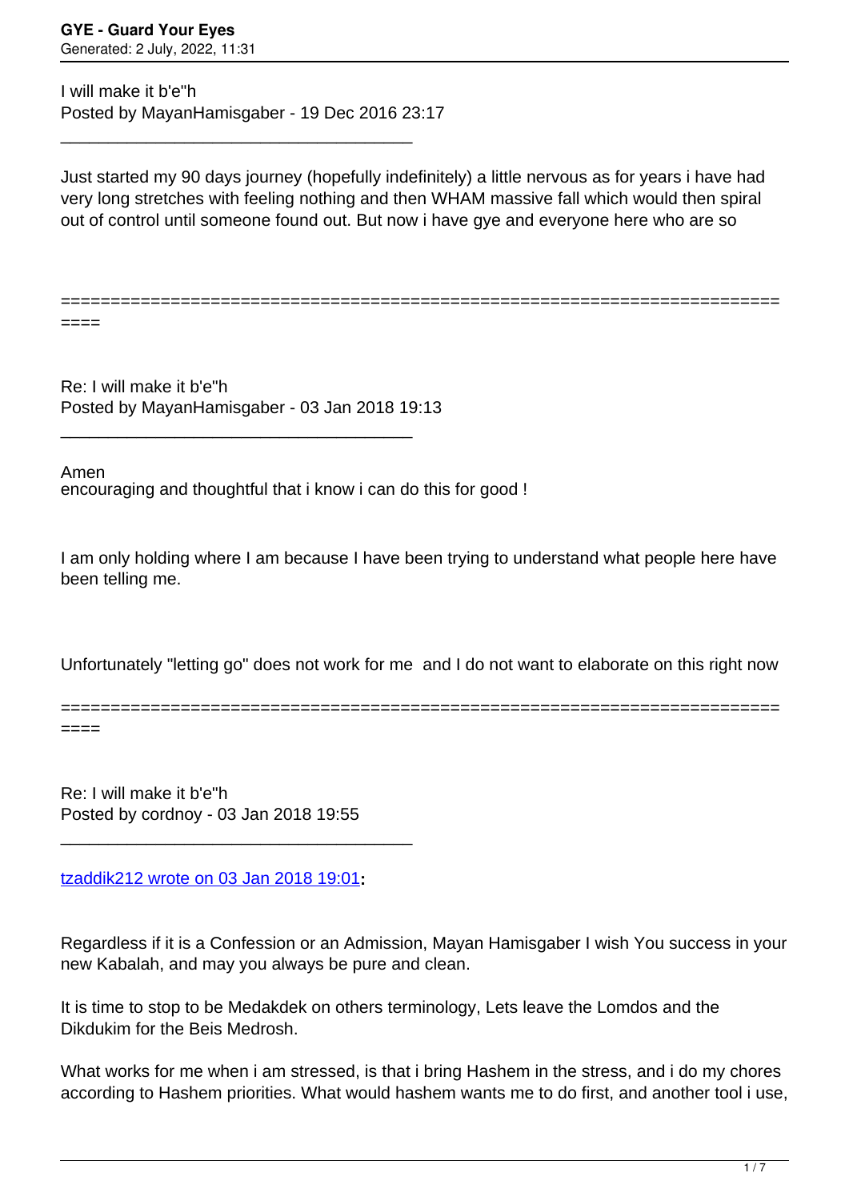I will make it b'e"h
Posted by MayanHamisgaber - 19 Dec 2016 23:17

---

Just started my 90 days journey (hopefully indefinitely) a little nervous as for years i have had very long stretches with feeling nothing and then WHAM massive fall which would then spiral out of control until someone found out. But now i have gye and everyone here who are so

============================================================================

Re: I will make it b'e"h
Posted by MayanHamisgaber - 03 Jan 2018 19:13

---

Amen
encouraging and thoughtful that i know i can do this for good !

I am only holding where I am because I have been trying to understand what people here have been telling me.

Unfortunately "letting go" does not work for me  and I do not want to elaborate on this right now

============================================================================

Re: I will make it b'e"h
Posted by cordnoy - 03 Jan 2018 19:55

---

tzaddik212 wrote on 03 Jan 2018 19:01**:**

Regardless if it is a Confession or an Admission, Mayan Hamisgaber I wish You success in your new Kabalah, and may you always be pure and clean.

It is time to stop to be Medakdek on others terminology, Lets leave the Lomdos and the Dikdukim for the Beis Medrosh.

What works for me when i am stressed, is that i bring Hashem in the stress, and i do my chores according to Hashem priorities. What would hashem wants me to do first, and another tool i use,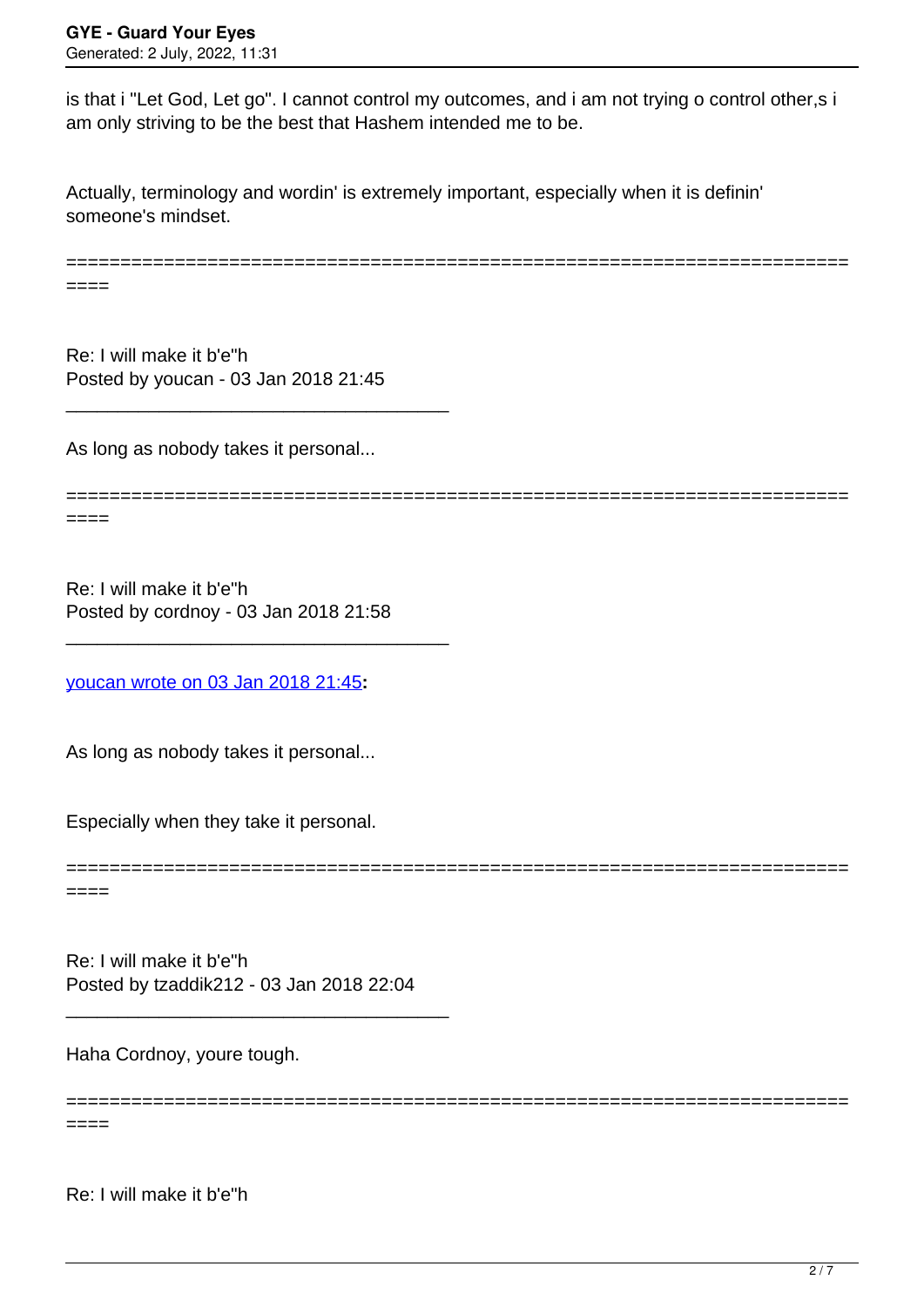is that i "Let God, Let go". I cannot control my outcomes, and i am not trying o control other,s i am only striving to be the best that Hashem intended me to be.

Actually, terminology and wordin' is extremely important, especially when it is definin' someone's mindset.

============================================================================

Re: I will make it b'e"h
Posted by youcan - 03 Jan 2018 21:45

_____________________________________

As long as nobody takes it personal...

============================================================================

Re: I will make it b'e"h
Posted by cordnoy - 03 Jan 2018 21:58

_____________________________________

youcan wrote on 03 Jan 2018 21:45**:**

As long as nobody takes it personal...

Especially when they take it personal.

============================================================================

Re: I will make it b'e"h
Posted by tzaddik212 - 03 Jan 2018 22:04

_____________________________________

Haha Cordnoy, youre tough.

============================================================================

Re: I will make it b'e"h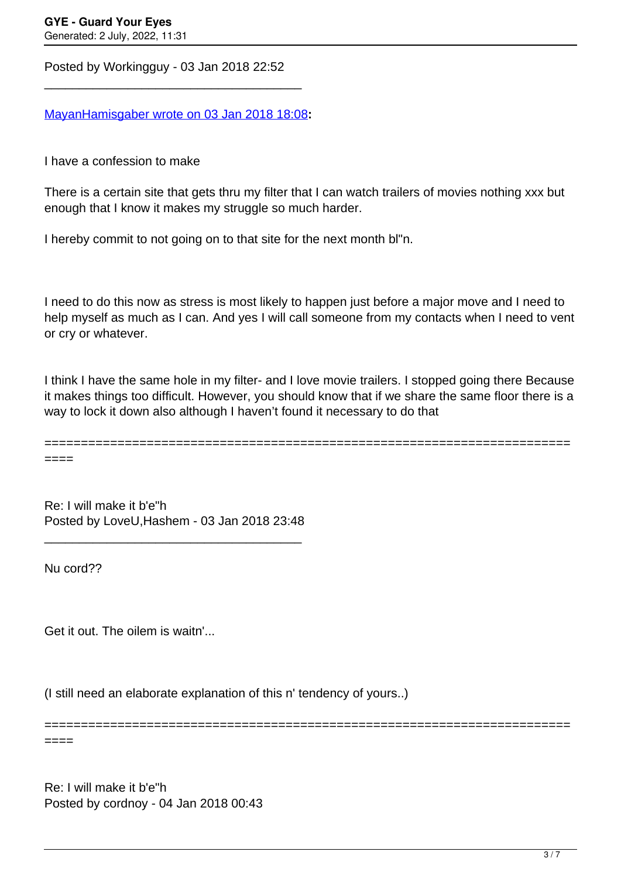Posted by Workingguy - 03 Jan 2018 22:52

---

[MayanHamisgaber wrote on 03 Jan 2018 18:08]():

I have a confession to make

There is a certain site that gets thru my filter that I can watch trailers of movies nothing xxx but enough that I know it makes my struggle so much harder.

I hereby commit to not going on to that site for the next month bl"n.

I need to do this now as stress is most likely to happen just before a major move and I need to help myself as much as I can. And yes I will call someone from my contacts when I need to vent or cry or whatever.

I think I have the same hole in my filter- and I love movie trailers. I stopped going there Because it makes things too difficult. However, you should know that if we share the same floor there is a way to lock it down also although I haven't found it necessary to do that

============================================================================

Re: I will make it b'e"h
Posted by LoveU,Hashem - 03 Jan 2018 23:48

---

Nu cord??

Get it out. The oilem is waitn'...

(I still need an elaborate explanation of this n' tendency of yours..)

============================================================================

Re: I will make it b'e"h
Posted by cordnoy - 04 Jan 2018 00:43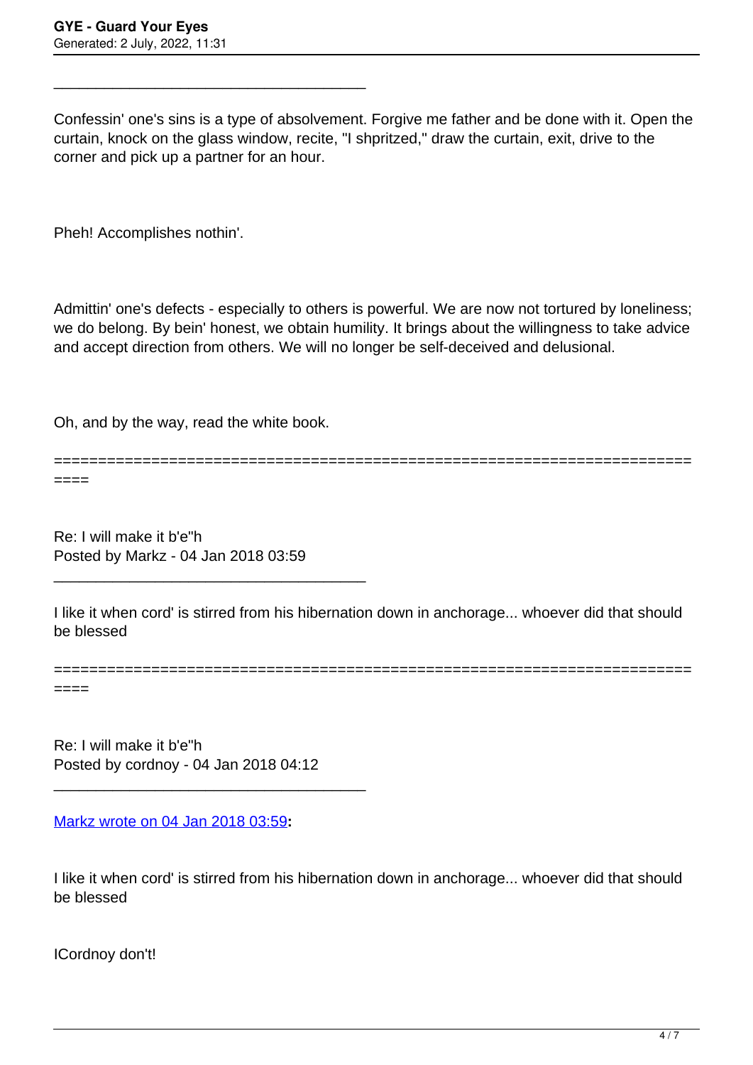---

Confessin' one's sins is a type of absolvement. Forgive me father and be done with it. Open the curtain, knock on the glass window, recite, "I shpritzed," draw the curtain, exit, drive to the corner and pick up a partner for an hour.

Pheh! Accomplishes nothin'.

Admittin' one's defects - especially to others is powerful. We are now not tortured by loneliness; we do belong. By bein' honest, we obtain humility. It brings about the willingness to take advice and accept direction from others. We will no longer be self-deceived and delusional.

Oh, and by the way, read the white book.

============================================================================

Re: I will make it b'e"h
Posted by Markz - 04 Jan 2018 03:59

---

I like it when cord' is stirred from his hibernation down in anchorage... whoever did that should be blessed

============================================================================

Re: I will make it b'e"h
Posted by cordnoy - 04 Jan 2018 04:12

---

Markz wrote on 04 Jan 2018 03:59**:**

I like it when cord' is stirred from his hibernation down in anchorage... whoever did that should be blessed

ICordnoy don't!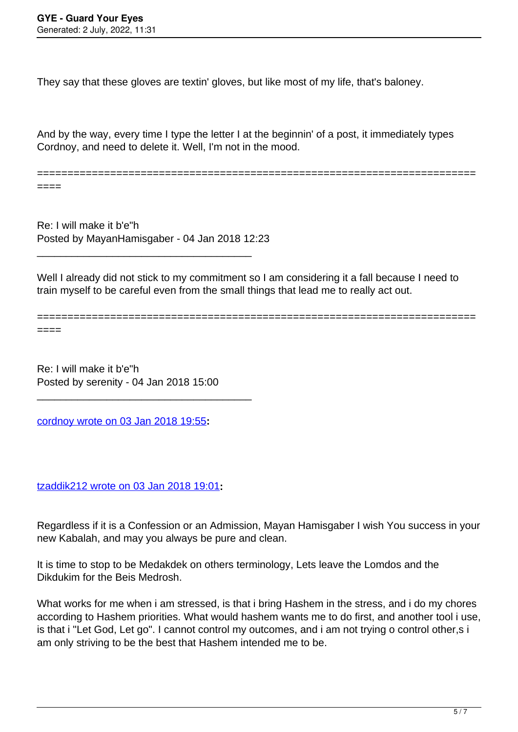They say that these gloves are textin' gloves, but like most of my life, that's baloney.

And by the way, every time I type the letter I at the beginnin' of a post, it immediately types Cordnoy, and need to delete it. Well, I'm not in the mood.

============================================================================

Re: I will make it b'e"h
Posted by MayanHamisgaber - 04 Jan 2018 12:23

_____________________________________

Well I already did not stick to my commitment so I am considering it a fall because I need to train myself to be careful even from the small things that lead me to really act out.

============================================================================

Re: I will make it b'e"h
Posted by serenity - 04 Jan 2018 15:00

_____________________________________

cordnoy wrote on 03 Jan 2018 19:55**:**

tzaddik212 wrote on 03 Jan 2018 19:01**:**

Regardless if it is a Confession or an Admission, Mayan Hamisgaber I wish You success in your new Kabalah, and may you always be pure and clean.

It is time to stop to be Medakdek on others terminology, Lets leave the Lomdos and the Dikdukim for the Beis Medrosh.

What works for me when i am stressed, is that i bring Hashem in the stress, and i do my chores according to Hashem priorities. What would hashem wants me to do first, and another tool i use, is that i "Let God, Let go". I cannot control my outcomes, and i am not trying o control other,s i am only striving to be the best that Hashem intended me to be.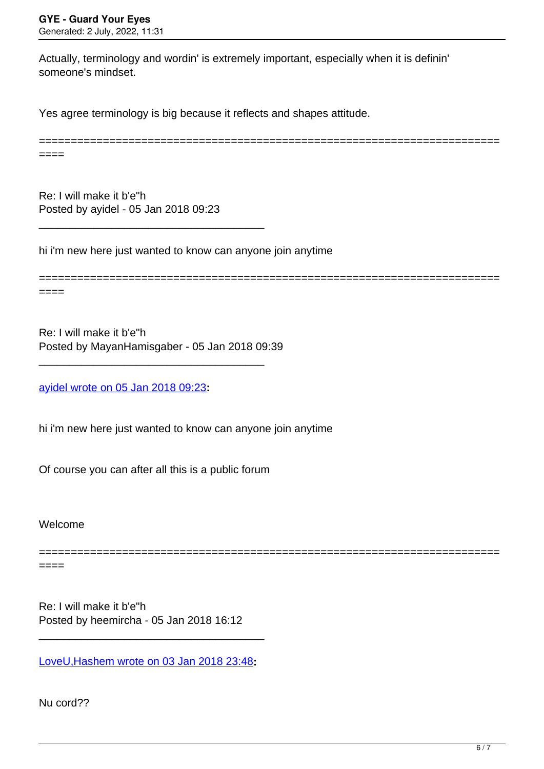Actually, terminology and wordin' is extremely important, especially when it is definin' someone's mindset.

Yes agree terminology is big because it reflects and shapes attitude.

============================================================================

Re: I will make it b'e"h
Posted by ayidel - 05 Jan 2018 09:23

---

hi i'm new here just wanted to know can anyone join anytime

============================================================================

Re: I will make it b'e"h
Posted by MayanHamisgaber - 05 Jan 2018 09:39

---

ayidel wrote on 05 Jan 2018 09:23**:**

hi i'm new here just wanted to know can anyone join anytime

Of course you can after all this is a public forum

Welcome

============================================================================

Re: I will make it b'e"h
Posted by heemircha - 05 Jan 2018 16:12

---

LoveU,Hashem wrote on 03 Jan 2018 23:48**:**

Nu cord??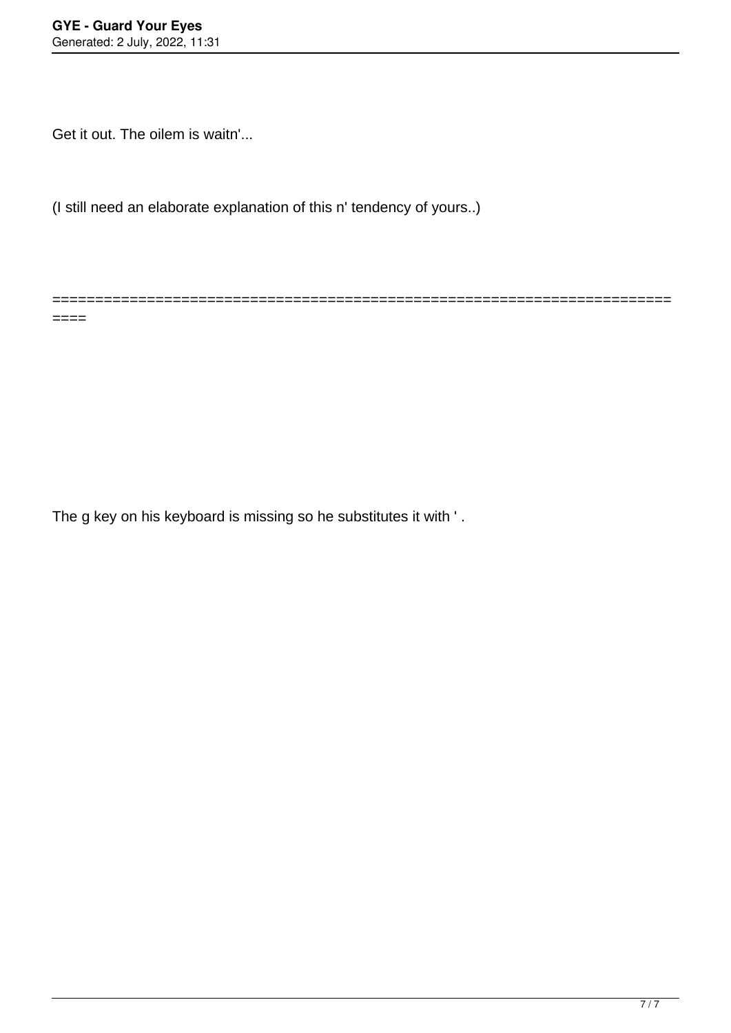Get it out. The oilem is waitn'...

(I still need an elaborate explanation of this n' tendency of yours..)

========================================================================

The g key on his keyboard is missing so he substitutes it with ' .